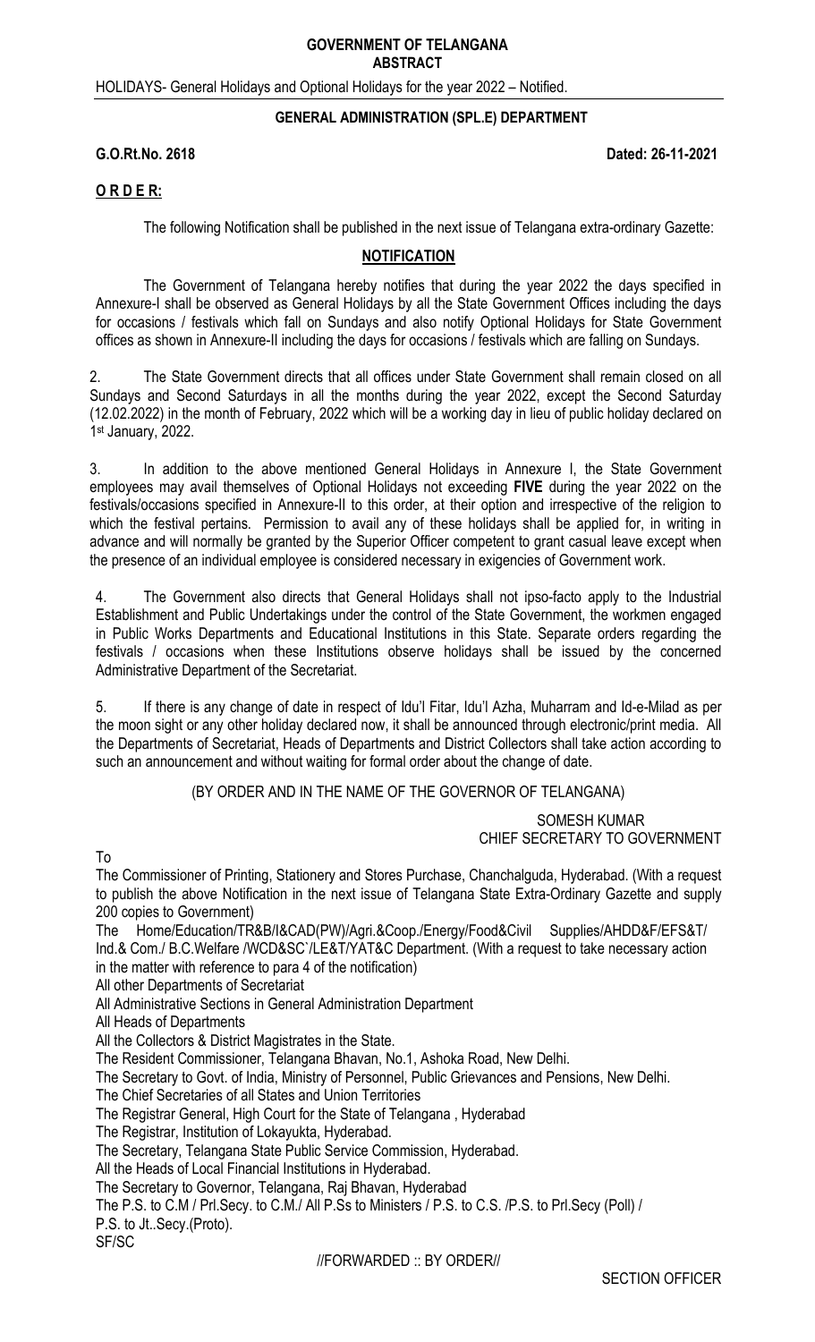# GOVERNMENT OF TELANGANA

**ABSTRACT**

HOLIDAYS- General Holidays and Optional Holidays for the year 2022 – Notified.

---

**GENERAL ADMINISTRATION (SPL.E) DEPARTMENT**

**G.O.Rt.No. 2618** **Dated: 26-11-2021**

**O R D E R:**

The following Notification shall be published in the next issue of Telangana extra-ordinary Gazette:

## NOTIFICATION

The Government of Telangana hereby notifies that during the year 2022 the days specified in Annexure-I shall be observed as General Holidays by all the State Government Offices including the days for occasions / festivals which fall on Sundays and also notify Optional Holidays for State Government offices as shown in Annexure-II including the days for occasions / festivals which are falling on Sundays.

2. The State Government directs that all offices under State Government shall remain closed on all Sundays and Second Saturdays in all the months during the year 2022, except the Second Saturday (12.02.2022) in the month of February, 2022 which will be a working day in lieu of public holiday declared on 1st January, 2022.

3. In addition to the above mentioned General Holidays in Annexure I, the State Government employees may avail themselves of Optional Holidays not exceeding **FIVE** during the year 2022 on the festivals/occasions specified in Annexure-II to this order, at their option and irrespective of the religion to which the festival pertains. Permission to avail any of these holidays shall be applied for, in writing in advance and will normally be granted by the Superior Officer competent to grant casual leave except when the presence of an individual employee is considered necessary in exigencies of Government work.

4. The Government also directs that General Holidays shall not ipso-facto apply to the Industrial Establishment and Public Undertakings under the control of the State Government, the workmen engaged in Public Works Departments and Educational Institutions in this State. Separate orders regarding the festivals / occasions when these Institutions observe holidays shall be issued by the concerned Administrative Department of the Secretariat.

5. If there is any change of date in respect of Idu'l Fitar, Idu'l Azha, Muharram and Id-e-Milad as per the moon sight or any other holiday declared now, it shall be announced through electronic/print media. All the Departments of Secretariat, Heads of Departments and District Collectors shall take action according to such an announcement and without waiting for formal order about the change of date.

(BY ORDER AND IN THE NAME OF THE GOVERNOR OF TELANGANA)

SOMESH KUMAR
CHIEF SECRETARY TO GOVERNMENT

To

The Commissioner of Printing, Stationery and Stores Purchase, Chanchalguda, Hyderabad. (With a request to publish the above Notification in the next issue of Telangana State Extra-Ordinary Gazette and supply 200 copies to Government)

The Home/Education/TR&B/I&CAD(PW)/Agri.&Coop./Energy/Food&Civil Supplies/AHDD&F/EFS&T/ Ind.& Com./ B.C.Welfare /WCD&SC`/LE&T/YAT&C Department. (With a request to take necessary action in the matter with reference to para 4 of the notification)

All other Departments of Secretariat

All Administrative Sections in General Administration Department

All Heads of Departments

All the Collectors & District Magistrates in the State.

The Resident Commissioner, Telangana Bhavan, No.1, Ashoka Road, New Delhi.

The Secretary to Govt. of India, Ministry of Personnel, Public Grievances and Pensions, New Delhi.

The Chief Secretaries of all States and Union Territories

The Registrar General, High Court for the State of Telangana , Hyderabad

The Registrar, Institution of Lokayukta, Hyderabad.

The Secretary, Telangana State Public Service Commission, Hyderabad.

All the Heads of Local Financial Institutions in Hyderabad.

The Secretary to Governor, Telangana, Raj Bhavan, Hyderabad

The P.S. to C.M / Prl.Secy. to C.M./ All P.Ss to Ministers / P.S. to C.S. /P.S. to Prl.Secy (Poll) /

P.S. to Jt..Secy.(Proto).

SF/SC

//FORWARDED :: BY ORDER//

SECTION OFFICER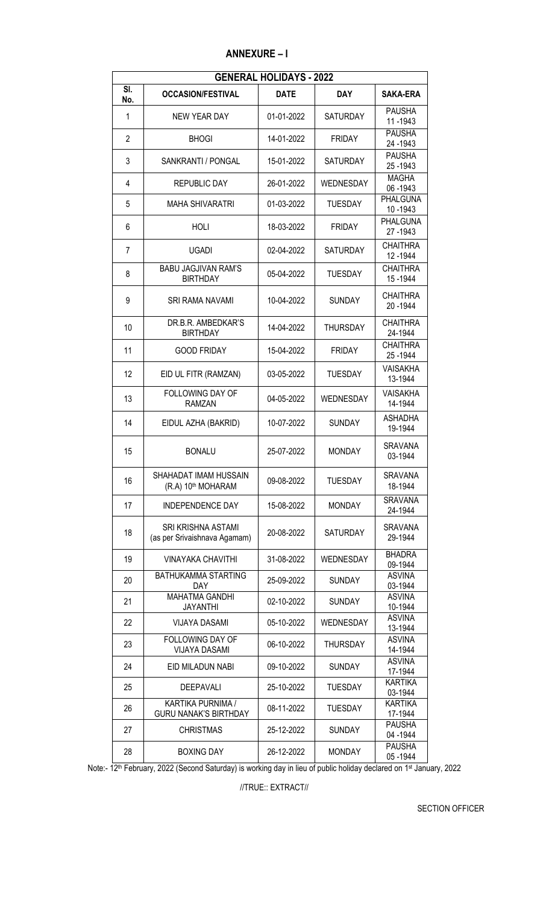# ANNEXURE – I

| GENERAL HOLIDAYS - 2022 | | | | |
|---|---|---|---|---|
| Sl. No. | OCCASION/FESTIVAL | DATE | DAY | SAKA-ERA |
| 1 | NEW YEAR DAY | 01-01-2022 | SATURDAY | PAUSHA 11 -1943 |
| 2 | BHOGI | 14-01-2022 | FRIDAY | PAUSHA 24 -1943 |
| 3 | SANKRANTI / PONGAL | 15-01-2022 | SATURDAY | PAUSHA 25 -1943 |
| 4 | REPUBLIC DAY | 26-01-2022 | WEDNESDAY | MAGHA 06 -1943 |
| 5 | MAHA SHIVARATRI | 01-03-2022 | TUESDAY | PHALGUNA 10 -1943 |
| 6 | HOLI | 18-03-2022 | FRIDAY | PHALGUNA 27 -1943 |
| 7 | UGADI | 02-04-2022 | SATURDAY | CHAITHRA 12 -1944 |
| 8 | BABU JAGJIVAN RAM'S BIRTHDAY | 05-04-2022 | TUESDAY | CHAITHRA 15 -1944 |
| 9 | SRI RAMA NAVAMI | 10-04-2022 | SUNDAY | CHAITHRA 20 -1944 |
| 10 | DR.B.R. AMBEDKAR'S BIRTHDAY | 14-04-2022 | THURSDAY | CHAITHRA 24-1944 |
| 11 | GOOD FRIDAY | 15-04-2022 | FRIDAY | CHAITHRA 25 -1944 |
| 12 | EID UL FITR (RAMZAN) | 03-05-2022 | TUESDAY | VAISAKHA 13-1944 |
| 13 | FOLLOWING DAY OF RAMZAN | 04-05-2022 | WEDNESDAY | VAISAKHA 14-1944 |
| 14 | EIDUL AZHA (BAKRID) | 10-07-2022 | SUNDAY | ASHADHA 19-1944 |
| 15 | BONALU | 25-07-2022 | MONDAY | SRAVANA 03-1944 |
| 16 | SHAHADAT IMAM HUSSAIN (R.A) 10th MOHARAM | 09-08-2022 | TUESDAY | SRAVANA 18-1944 |
| 17 | INDEPENDENCE DAY | 15-08-2022 | MONDAY | SRAVANA 24-1944 |
| 18 | SRI KRISHNA ASTAMI (as per Srivaishnava Agamam) | 20-08-2022 | SATURDAY | SRAVANA 29-1944 |
| 19 | VINAYAKA CHAVITHI | 31-08-2022 | WEDNESDAY | BHADRA 09-1944 |
| 20 | BATHUKAMMA STARTING DAY | 25-09-2022 | SUNDAY | ASVINA 03-1944 |
| 21 | MAHATMA GANDHI JAYANTHI | 02-10-2022 | SUNDAY | ASVINA 10-1944 |
| 22 | VIJAYA DASAMI | 05-10-2022 | WEDNESDAY | ASVINA 13-1944 |
| 23 | FOLLOWING DAY OF VIJAYA DASAMI | 06-10-2022 | THURSDAY | ASVINA 14-1944 |
| 24 | EID MILADUN NABI | 09-10-2022 | SUNDAY | ASVINA 17-1944 |
| 25 | DEEPAVALI | 25-10-2022 | TUESDAY | KARTIKA 03-1944 |
| 26 | KARTIKA PURNIMA / GURU NANAK'S BIRTHDAY | 08-11-2022 | TUESDAY | KARTIKA 17-1944 |
| 27 | CHRISTMAS | 25-12-2022 | SUNDAY | PAUSHA 04 -1944 |
| 28 | BOXING DAY | 26-12-2022 | MONDAY | PAUSHA 05 -1944 |

Note:- 12th February, 2022 (Second Saturday) is working day in lieu of public holiday declared on 1st January, 2022

//TRUE:: EXTRACT//

SECTION OFFICER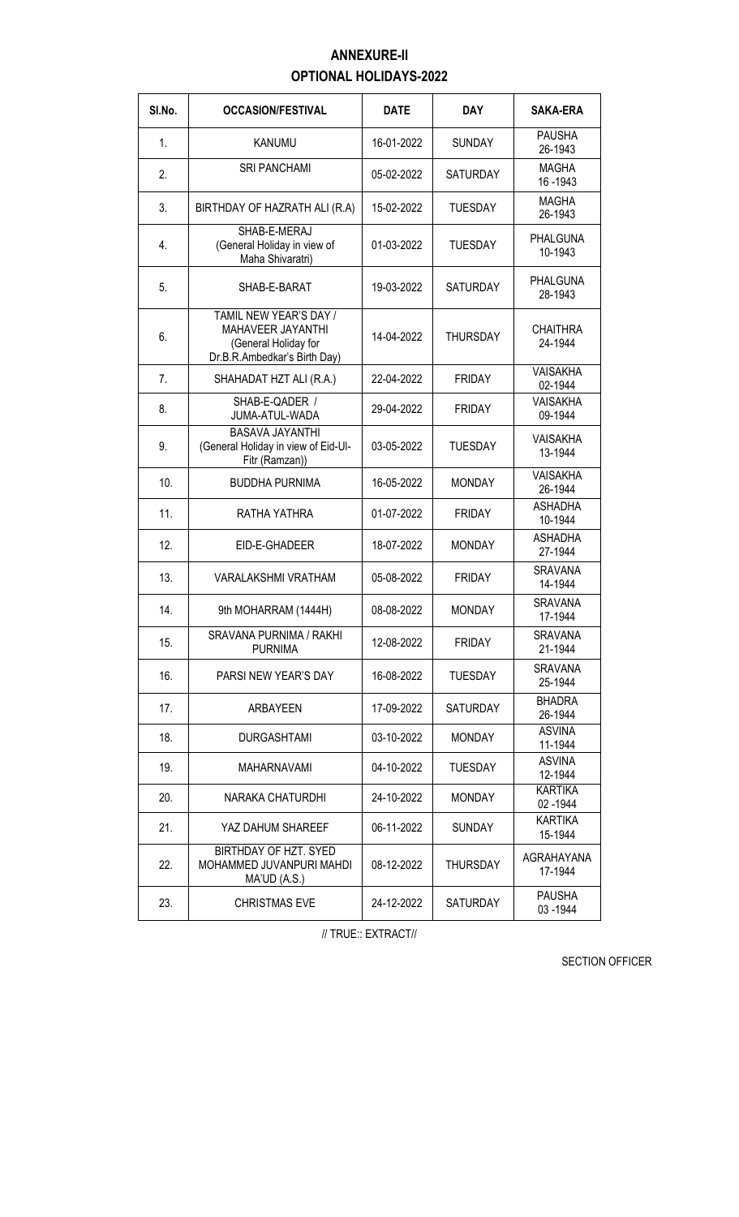## ANNEXURE-II

## OPTIONAL HOLIDAYS-2022

| Sl.No. | OCCASION/FESTIVAL | DATE | DAY | SAKA-ERA |
|---|---|---|---|---|
| 1. | KANUMU | 16-01-2022 | SUNDAY | PAUSHA 26-1943 |
| 2. | SRI PANCHAMI | 05-02-2022 | SATURDAY | MAGHA 16 -1943 |
| 3. | BIRTHDAY OF HAZRATH ALI (R.A) | 15-02-2022 | TUESDAY | MAGHA 26-1943 |
| 4. | SHAB-E-MERAJ (General Holiday in view of Maha Shivaratri) | 01-03-2022 | TUESDAY | PHALGUNA 10-1943 |
| 5. | SHAB-E-BARAT | 19-03-2022 | SATURDAY | PHALGUNA 28-1943 |
| 6. | TAMIL NEW YEAR'S DAY / MAHAVEER JAYANTHI (General Holiday for Dr.B.R.Ambedkar's Birth Day) | 14-04-2022 | THURSDAY | CHAITHRA 24-1944 |
| 7. | SHAHADAT HZT ALI (R.A.) | 22-04-2022 | FRIDAY | VAISAKHA 02-1944 |
| 8. | SHAB-E-QADER / JUMA-ATUL-WADA | 29-04-2022 | FRIDAY | VAISAKHA 09-1944 |
| 9. | BASAVA JAYANTHI (General Holiday in view of Eid-Ul-Fitr (Ramzan)) | 03-05-2022 | TUESDAY | VAISAKHA 13-1944 |
| 10. | BUDDHA PURNIMA | 16-05-2022 | MONDAY | VAISAKHA 26-1944 |
| 11. | RATHA YATHRA | 01-07-2022 | FRIDAY | ASHADHA 10-1944 |
| 12. | EID-E-GHADEER | 18-07-2022 | MONDAY | ASHADHA 27-1944 |
| 13. | VARALAKSHMI VRATHAM | 05-08-2022 | FRIDAY | SRAVANA 14-1944 |
| 14. | 9th MOHARRAM (1444H) | 08-08-2022 | MONDAY | SRAVANA 17-1944 |
| 15. | SRAVANA PURNIMA / RAKHI PURNIMA | 12-08-2022 | FRIDAY | SRAVANA 21-1944 |
| 16. | PARSI NEW YEAR'S DAY | 16-08-2022 | TUESDAY | SRAVANA 25-1944 |
| 17. | ARBAYEEN | 17-09-2022 | SATURDAY | BHADRA 26-1944 |
| 18. | DURGASHTAMI | 03-10-2022 | MONDAY | ASVINA 11-1944 |
| 19. | MAHARNAVAMI | 04-10-2022 | TUESDAY | ASVINA 12-1944 |
| 20. | NARAKA CHATURDHI | 24-10-2022 | MONDAY | KARTIKA 02 -1944 |
| 21. | YAZ DAHUM SHAREEF | 06-11-2022 | SUNDAY | KARTIKA 15-1944 |
| 22. | BIRTHDAY OF HZT. SYED MOHAMMED JUVANPURI MAHDI MA'UD (A.S.) | 08-12-2022 | THURSDAY | AGRAHAYANA 17-1944 |
| 23. | CHRISTMAS EVE | 24-12-2022 | SATURDAY | PAUSHA 03 -1944 |

// TRUE:: EXTRACT//

SECTION OFFICER